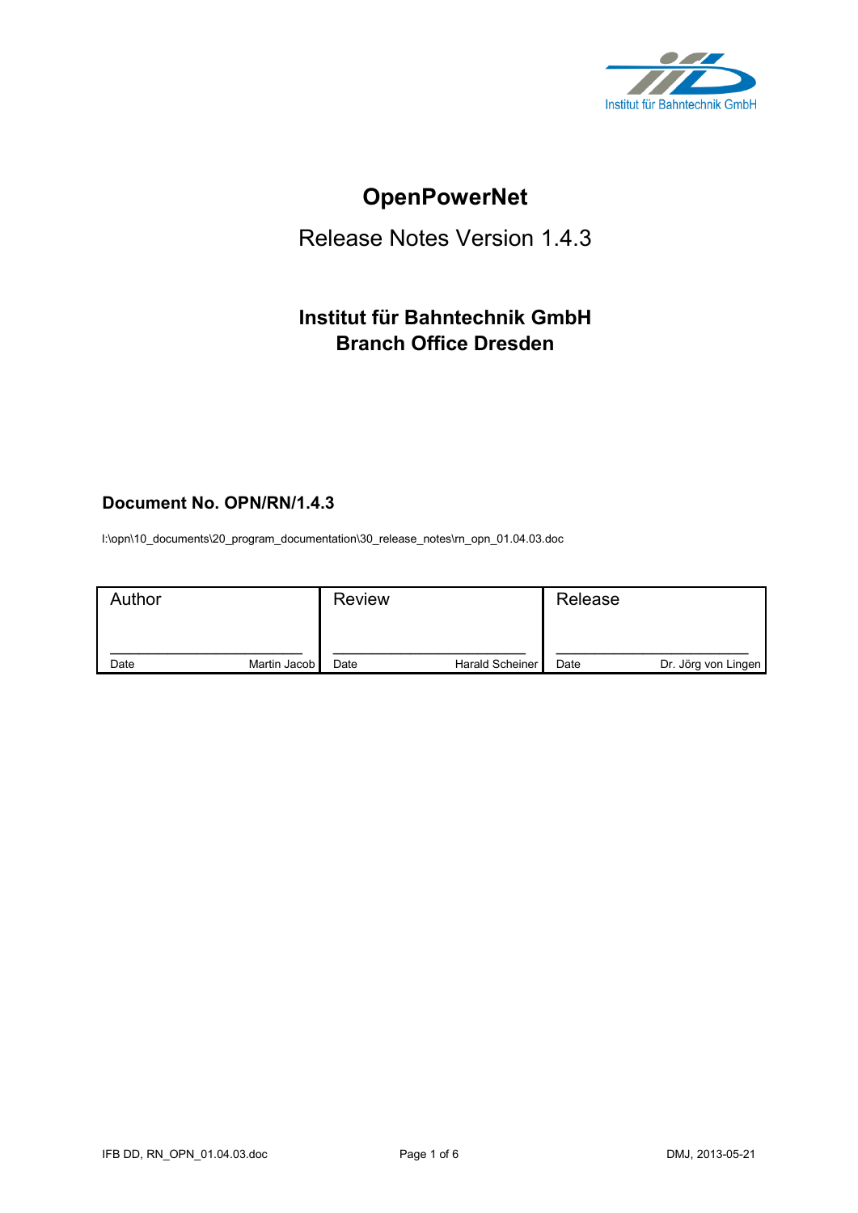# OpenPowerNet

## Release Notes Version 1.4.3

### Institut für Bahntechnik GmbH
### Branch Office Dresden

**Document No. OPN/RN/1.4.3**

I:\opn\10_documents\20_program_documentation\30_release_notes\rn_opn_01.04.03.doc

| Author | Review | Release |
|---|---|---|
| Date Martin Jacob | Date Harald Scheiner | Date Dr. Jörg von Lingen |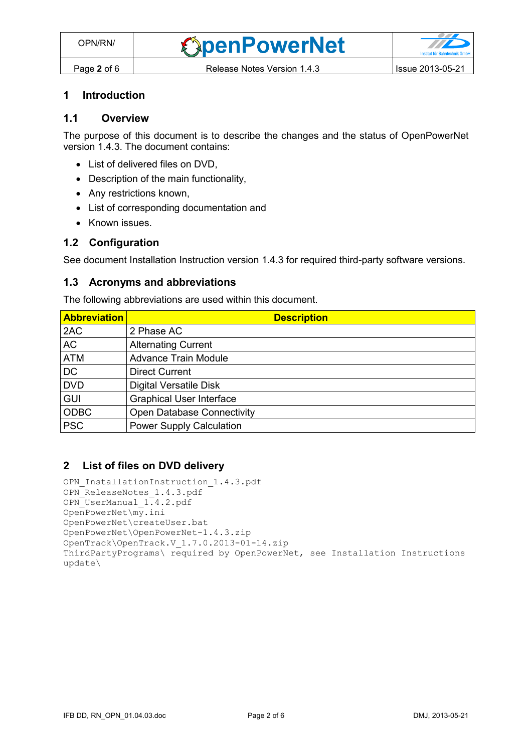# 1 Introduction

## 1.1 Overview

The purpose of this document is to describe the changes and the status of OpenPowerNet version 1.4.3. The document contains:

- List of delivered files on DVD,
- Description of the main functionality,
- Any restrictions known,
- List of corresponding documentation and
- Known issues.

## 1.2 Configuration

See document Installation Instruction version 1.4.3 for required third-party software versions.

## 1.3 Acronyms and abbreviations

The following abbreviations are used within this document.

| Abbreviation | Description |
| --- | --- |
| 2AC | 2 Phase AC |
| AC | Alternating Current |
| ATM | Advance Train Module |
| DC | Direct Current |
| DVD | Digital Versatile Disk |
| GUI | Graphical User Interface |
| ODBC | Open Database Connectivity |
| PSC | Power Supply Calculation |

# 2 List of files on DVD delivery

```
OPN_InstallationInstruction_1.4.3.pdf
OPN_ReleaseNotes_1.4.3.pdf
OPN_UserManual_1.4.2.pdf
OpenPowerNet\my.ini
OpenPowerNet\createUser.bat
OpenPowerNet\OpenPowerNet-1.4.3.zip
OpenTrack\OpenTrack.V_1.7.0.2013-01-14.zip
ThirdPartyPrograms\ required by OpenPowerNet, see Installation Instructions
update\
```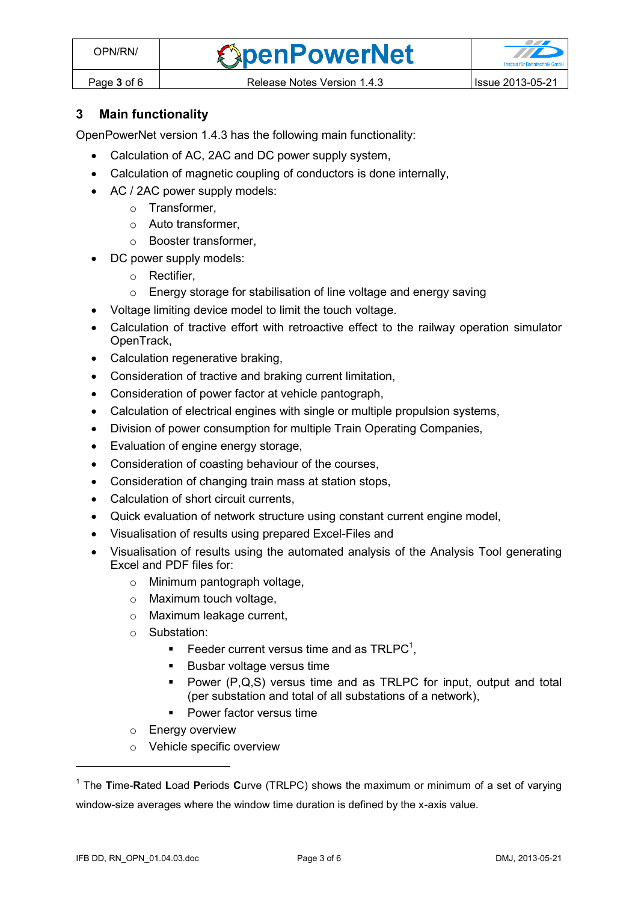## 3 Main functionality

OpenPowerNet version 1.4.3 has the following main functionality:

- Calculation of AC, 2AC and DC power supply system,
- Calculation of magnetic coupling of conductors is done internally,
- AC / 2AC power supply models:
  - Transformer,
  - Auto transformer,
  - Booster transformer,
- DC power supply models:
  - Rectifier,
  - Energy storage for stabilisation of line voltage and energy saving
- Voltage limiting device model to limit the touch voltage.
- Calculation of tractive effort with retroactive effect to the railway operation simulator OpenTrack,
- Calculation regenerative braking,
- Consideration of tractive and braking current limitation,
- Consideration of power factor at vehicle pantograph,
- Calculation of electrical engines with single or multiple propulsion systems,
- Division of power consumption for multiple Train Operating Companies,
- Evaluation of engine energy storage,
- Consideration of coasting behaviour of the courses,
- Consideration of changing train mass at station stops,
- Calculation of short circuit currents,
- Quick evaluation of network structure using constant current engine model,
- Visualisation of results using prepared Excel-Files and
- Visualisation of results using the automated analysis of the Analysis Tool generating Excel and PDF files for:
  - Minimum pantograph voltage,
  - Maximum touch voltage,
  - Maximum leakage current,
  - Substation:
    - Feeder current versus time and as TRLPC[1],
    - Busbar voltage versus time
    - Power (P,Q,S) versus time and as TRLPC for input, output and total (per substation and total of all substations of a network),
    - Power factor versus time
  - Energy overview
  - Vehicle specific overview

---

[1] The **T**ime-**R**ated **L**oad **P**eriods **C**urve (TRLPC) shows the maximum or minimum of a set of varying window-size averages where the window time duration is defined by the x-axis value.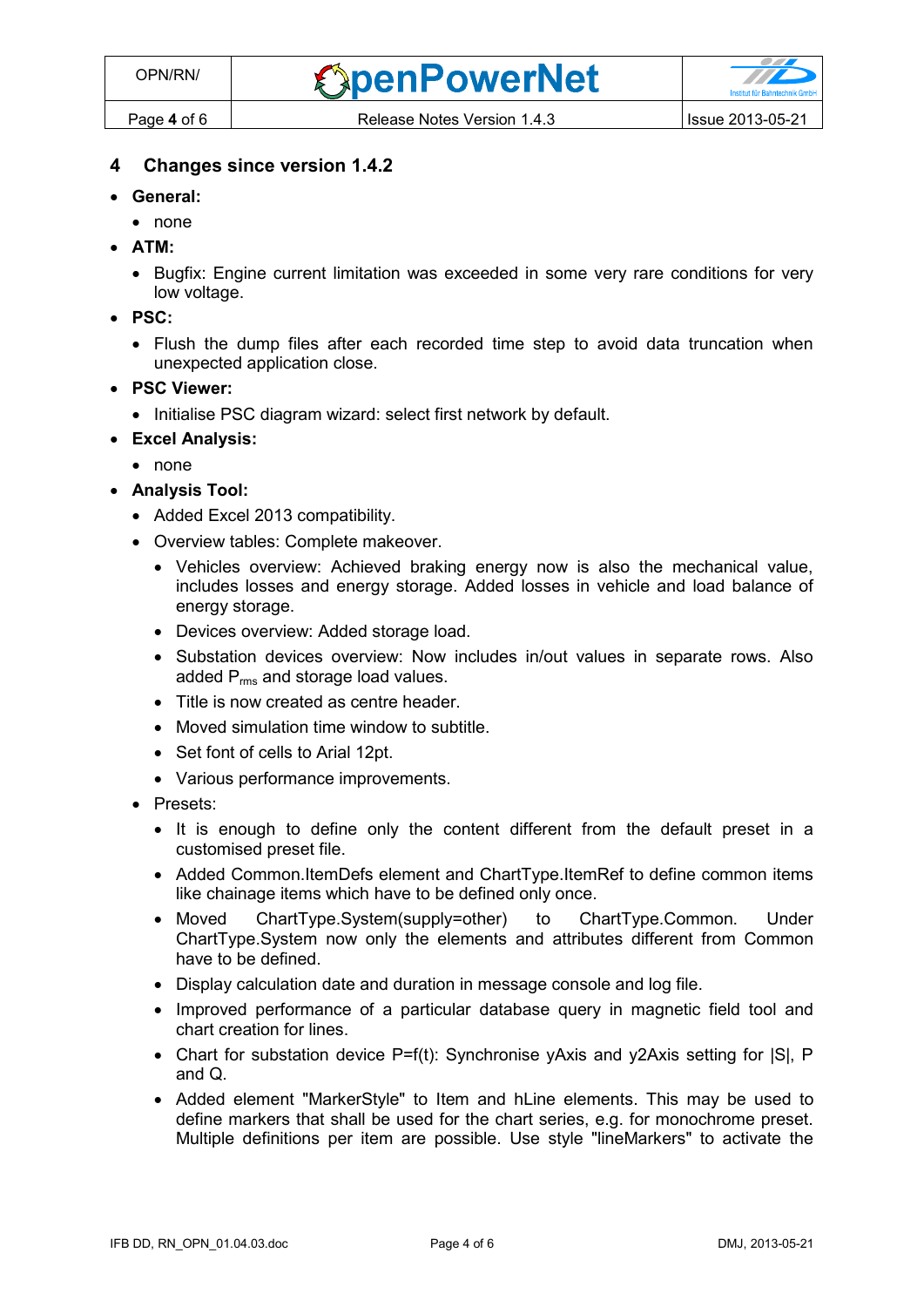## 4 Changes since version 1.4.2

- **General:**
  - none
- **ATM:**
  - Bugfix: Engine current limitation was exceeded in some very rare conditions for very low voltage.
- **PSC:**
  - Flush the dump files after each recorded time step to avoid data truncation when unexpected application close.
- **PSC Viewer:**
  - Initialise PSC diagram wizard: select first network by default.
- **Excel Analysis:**
  - none
- **Analysis Tool:**
  - Added Excel 2013 compatibility.
  - Overview tables: Complete makeover.
    - Vehicles overview: Achieved braking energy now is also the mechanical value, includes losses and energy storage. Added losses in vehicle and load balance of energy storage.
    - Devices overview: Added storage load.
    - Substation devices overview: Now includes in/out values in separate rows. Also added $P_{rms}$ and storage load values.
    - Title is now created as centre header.
    - Moved simulation time window to subtitle.
    - Set font of cells to Arial 12pt.
    - Various performance improvements.
  - Presets:
    - It is enough to define only the content different from the default preset in a customised preset file.
    - Added Common.ItemDefs element and ChartType.ItemRef to define common items like chainage items which have to be defined only once.
    - Moved ChartType.System(supply=other) to ChartType.Common. Under ChartType.System now only the elements and attributes different from Common have to be defined.
    - Display calculation date and duration in message console and log file.
    - Improved performance of a particular database query in magnetic field tool and chart creation for lines.
    - Chart for substation device P=f(t): Synchronise yAxis and y2Axis setting for |S|, P and Q.
    - Added element "MarkerStyle" to Item and hLine elements. This may be used to define markers that shall be used for the chart series, e.g. for monochrome preset. Multiple definitions per item are possible. Use style "lineMarkers" to activate the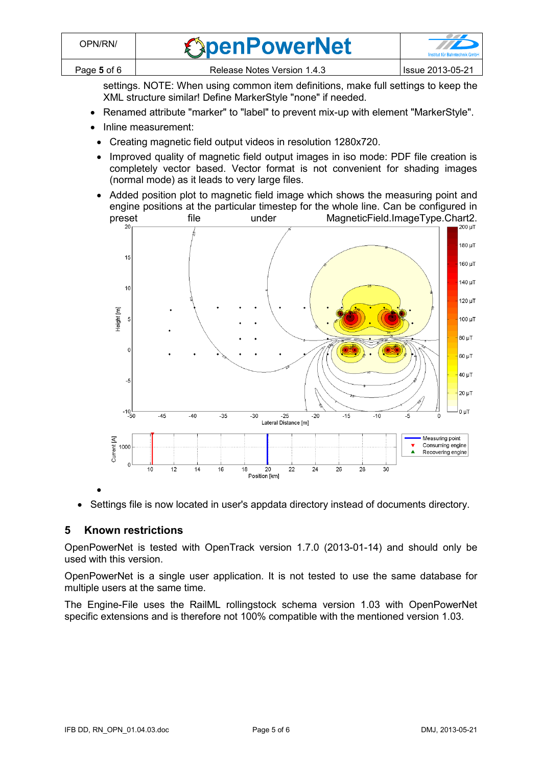settings. NOTE: When using common item definitions, make full settings to keep the XML structure similar! Define MarkerStyle "none" if needed.

- Renamed attribute "marker" to "label" to prevent mix-up with element "MarkerStyle".
- Inline measurement:
  - Creating magnetic field output videos in resolution 1280x720.
  - Improved quality of magnetic field output images in iso mode: PDF file creation is completely vector based. Vector format is not convenient for shading images (normal mode) as it leads to very large files.
  - Added position plot to magnetic field image which shows the measuring point and engine positions at the particular timestep for the whole line. Can be configured in preset file under MagneticField.ImageType.Chart2.

- Settings file is now located in user's appdata directory instead of documents directory.

## 5 Known restrictions

OpenPowerNet is tested with OpenTrack version 1.7.0 (2013-01-14) and should only be used with this version.

OpenPowerNet is a single user application. It is not tested to use the same database for multiple users at the same time.

The Engine-File uses the RailML rollingstock schema version 1.03 with OpenPowerNet specific extensions and is therefore not 100% compatible with the mentioned version 1.03.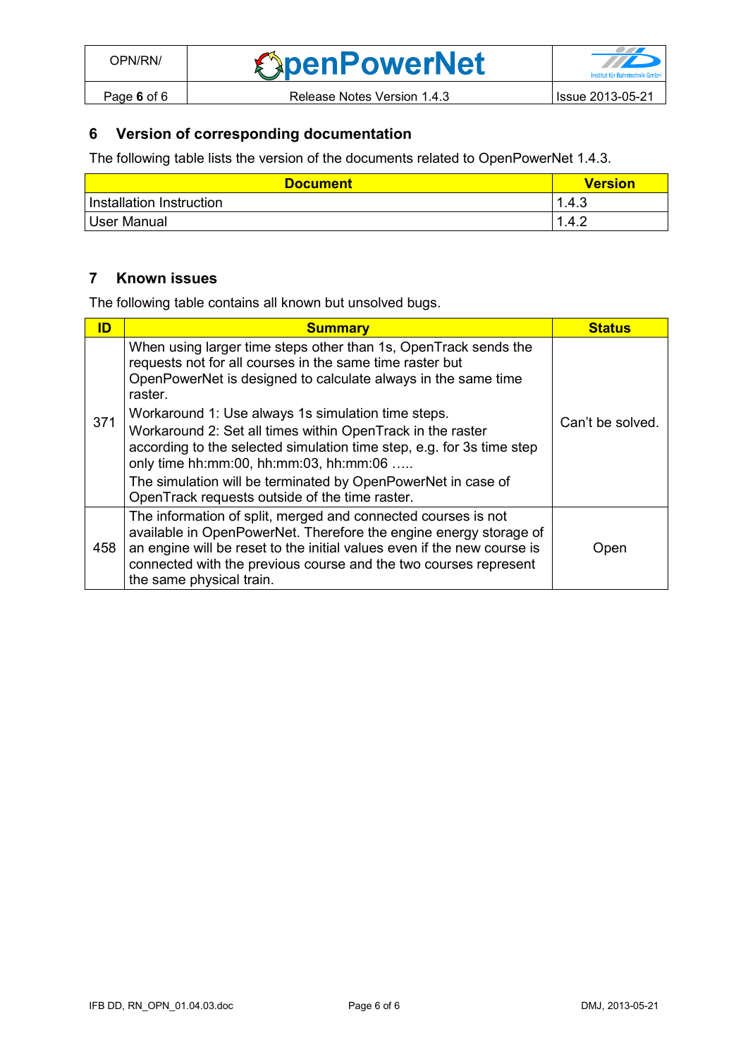## 6 Version of corresponding documentation

The following table lists the version of the documents related to OpenPowerNet 1.4.3.

| Document | Version |
|---|---|
| Installation Instruction | 1.4.3 |
| User Manual | 1.4.2 |

## 7 Known issues

The following table contains all known but unsolved bugs.

| ID | Summary | Status |
|---|---|---|
| 371 | When using larger time steps other than 1s, OpenTrack sends the requests not for all courses in the same time raster but OpenPowerNet is designed to calculate always in the same time raster.<br>Workaround 1: Use always 1s simulation time steps.<br>Workaround 2: Set all times within OpenTrack in the raster according to the selected simulation time step, e.g. for 3s time step only time hh:mm:00, hh:mm:03, hh:mm:06 …..<br>The simulation will be terminated by OpenPowerNet in case of OpenTrack requests outside of the time raster. | Can't be solved. |
| 458 | The information of split, merged and connected courses is not available in OpenPowerNet. Therefore the engine energy storage of an engine will be reset to the initial values even if the new course is connected with the previous course and the two courses represent the same physical train. | Open |